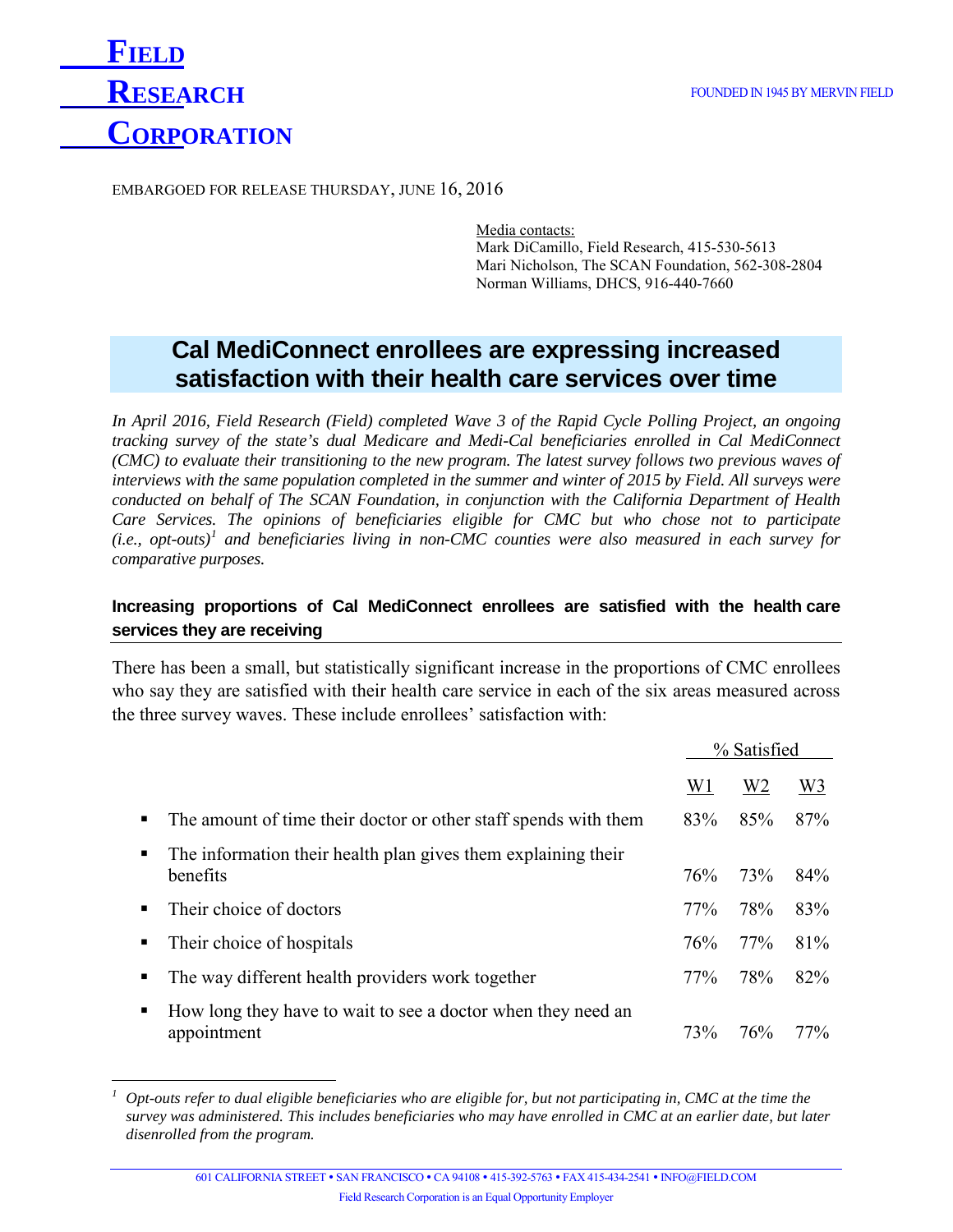**FIELD RESEARCH CORPORATION**

FOUNDED IN 1945 BY MERVIN FIELD

EMBARGOED FOR RELEASE THURSDAY, JUNE 16, 2016

Media contacts:
Mark DiCamillo, Field Research, 415-530-5613
Mari Nicholson, The SCAN Foundation, 562-308-2804
Norman Williams, DHCS, 916-440-7660

# Cal MediConnect enrollees are expressing increased satisfaction with their health care services over time

*In April 2016, Field Research (Field) completed Wave 3 of the Rapid Cycle Polling Project, an ongoing tracking survey of the state's dual Medicare and Medi-Cal beneficiaries enrolled in Cal MediConnect (CMC) to evaluate their transitioning to the new program. The latest survey follows two previous waves of interviews with the same population completed in the summer and winter of 2015 by Field. All surveys were conducted on behalf of The SCAN Foundation, in conjunction with the California Department of Health Care Services. The opinions of beneficiaries eligible for CMC but who chose not to participate (i.e., opt-outs)[1] and beneficiaries living in non-CMC counties were also measured in each survey for comparative purposes.*

## Increasing proportions of Cal MediConnect enrollees are satisfied with the health care services they are receiving

There has been a small, but statistically significant increase in the proportions of CMC enrollees who say they are satisfied with their health care service in each of the six areas measured across the three survey waves. These include enrollees' satisfaction with:

| | % Satisfied | | |
|---|---|---|---|
| | W1 | W2 | W3 |
| ▪ The amount of time their doctor or other staff spends with them | 83% | 85% | 87% |
| ▪ The information their health plan gives them explaining their benefits | 76% | 73% | 84% |
| ▪ Their choice of doctors | 77% | 78% | 83% |
| ▪ Their choice of hospitals | 76% | 77% | 81% |
| ▪ The way different health providers work together | 77% | 78% | 82% |
| ▪ How long they have to wait to see a doctor when they need an appointment | 73% | 76% | 77% |

[1] *Opt-outs refer to dual eligible beneficiaries who are eligible for, but not participating in, CMC at the time the survey was administered. This includes beneficiaries who may have enrolled in CMC at an earlier date, but later disenrolled from the program.*

601 CALIFORNIA STREET • SAN FRANCISCO • CA 94108 • 415-392-5763 • FAX 415-434-2541 • INFO@FIELD.COM
Field Research Corporation is an Equal Opportunity Employer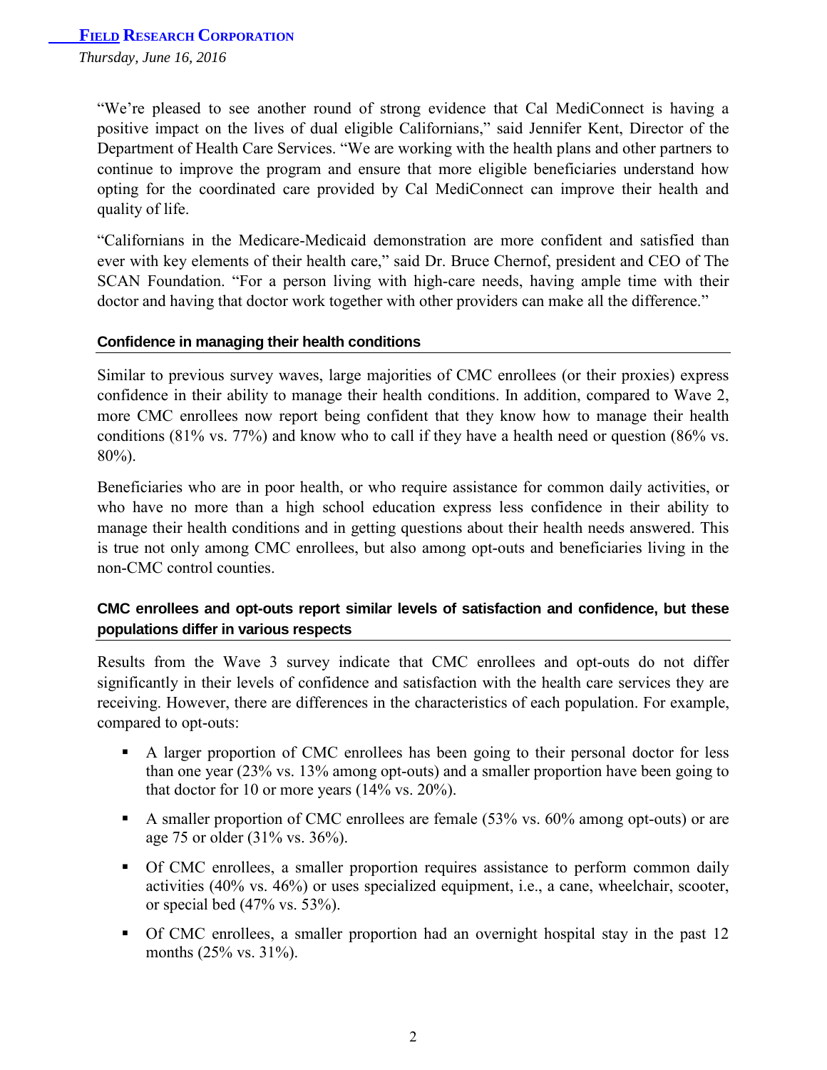"We're pleased to see another round of strong evidence that Cal MediConnect is having a positive impact on the lives of dual eligible Californians," said Jennifer Kent, Director of the Department of Health Care Services. "We are working with the health plans and other partners to continue to improve the program and ensure that more eligible beneficiaries understand how opting for the coordinated care provided by Cal MediConnect can improve their health and quality of life.

"Californians in the Medicare-Medicaid demonstration are more confident and satisfied than ever with key elements of their health care," said Dr. Bruce Chernof, president and CEO of The SCAN Foundation. "For a person living with high-care needs, having ample time with their doctor and having that doctor work together with other providers can make all the difference."

### Confidence in managing their health conditions

Similar to previous survey waves, large majorities of CMC enrollees (or their proxies) express confidence in their ability to manage their health conditions. In addition, compared to Wave 2, more CMC enrollees now report being confident that they know how to manage their health conditions (81% vs. 77%) and know who to call if they have a health need or question (86% vs. 80%).

Beneficiaries who are in poor health, or who require assistance for common daily activities, or who have no more than a high school education express less confidence in their ability to manage their health conditions and in getting questions about their health needs answered. This is true not only among CMC enrollees, but also among opt-outs and beneficiaries living in the non-CMC control counties.

### CMC enrollees and opt-outs report similar levels of satisfaction and confidence, but these populations differ in various respects

Results from the Wave 3 survey indicate that CMC enrollees and opt-outs do not differ significantly in their levels of confidence and satisfaction with the health care services they are receiving. However, there are differences in the characteristics of each population. For example, compared to opt-outs:

- A larger proportion of CMC enrollees has been going to their personal doctor for less than one year (23% vs. 13% among opt-outs) and a smaller proportion have been going to that doctor for 10 or more years (14% vs. 20%).
- A smaller proportion of CMC enrollees are female (53% vs. 60% among opt-outs) or are age 75 or older (31% vs. 36%).
- Of CMC enrollees, a smaller proportion requires assistance to perform common daily activities (40% vs. 46%) or uses specialized equipment, i.e., a cane, wheelchair, scooter, or special bed (47% vs. 53%).
- Of CMC enrollees, a smaller proportion had an overnight hospital stay in the past 12 months (25% vs. 31%).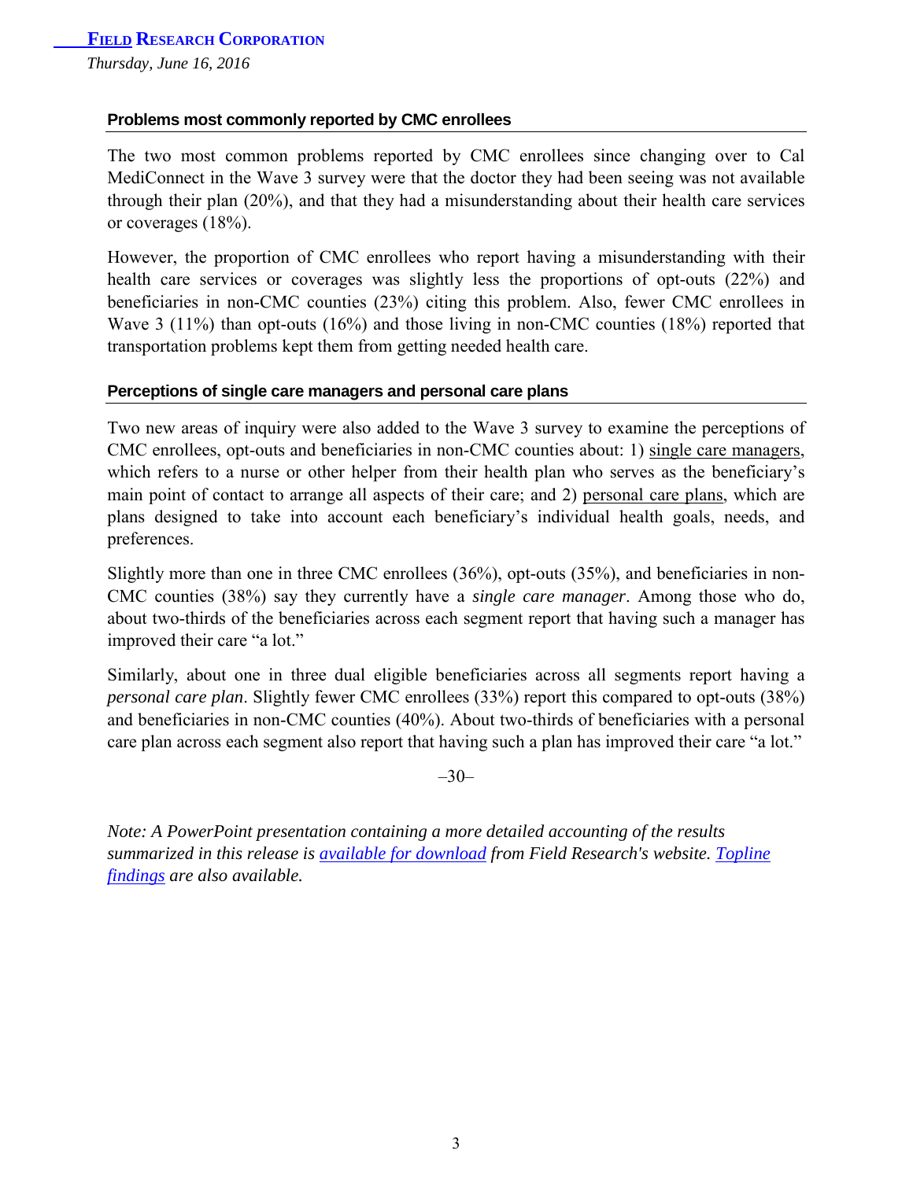### Problems most commonly reported by CMC enrollees

The two most common problems reported by CMC enrollees since changing over to Cal MediConnect in the Wave 3 survey were that the doctor they had been seeing was not available through their plan (20%), and that they had a misunderstanding about their health care services or coverages (18%).

However, the proportion of CMC enrollees who report having a misunderstanding with their health care services or coverages was slightly less the proportions of opt-outs (22%) and beneficiaries in non-CMC counties (23%) citing this problem. Also, fewer CMC enrollees in Wave 3 (11%) than opt-outs (16%) and those living in non-CMC counties (18%) reported that transportation problems kept them from getting needed health care.

### Perceptions of single care managers and personal care plans

Two new areas of inquiry were also added to the Wave 3 survey to examine the perceptions of CMC enrollees, opt-outs and beneficiaries in non-CMC counties about: 1) single care managers, which refers to a nurse or other helper from their health plan who serves as the beneficiary's main point of contact to arrange all aspects of their care; and 2) personal care plans, which are plans designed to take into account each beneficiary's individual health goals, needs, and preferences.

Slightly more than one in three CMC enrollees (36%), opt-outs (35%), and beneficiaries in non-CMC counties (38%) say they currently have a *single care manager*. Among those who do, about two-thirds of the beneficiaries across each segment report that having such a manager has improved their care "a lot."

Similarly, about one in three dual eligible beneficiaries across all segments report having a *personal care plan*. Slightly fewer CMC enrollees (33%) report this compared to opt-outs (38%) and beneficiaries in non-CMC counties (40%). About two-thirds of beneficiaries with a personal care plan across each segment also report that having such a plan has improved their care "a lot."

–30–

*Note: A PowerPoint presentation containing a more detailed accounting of the results summarized in this release is available for download from Field Research's website. Topline findings are also available.*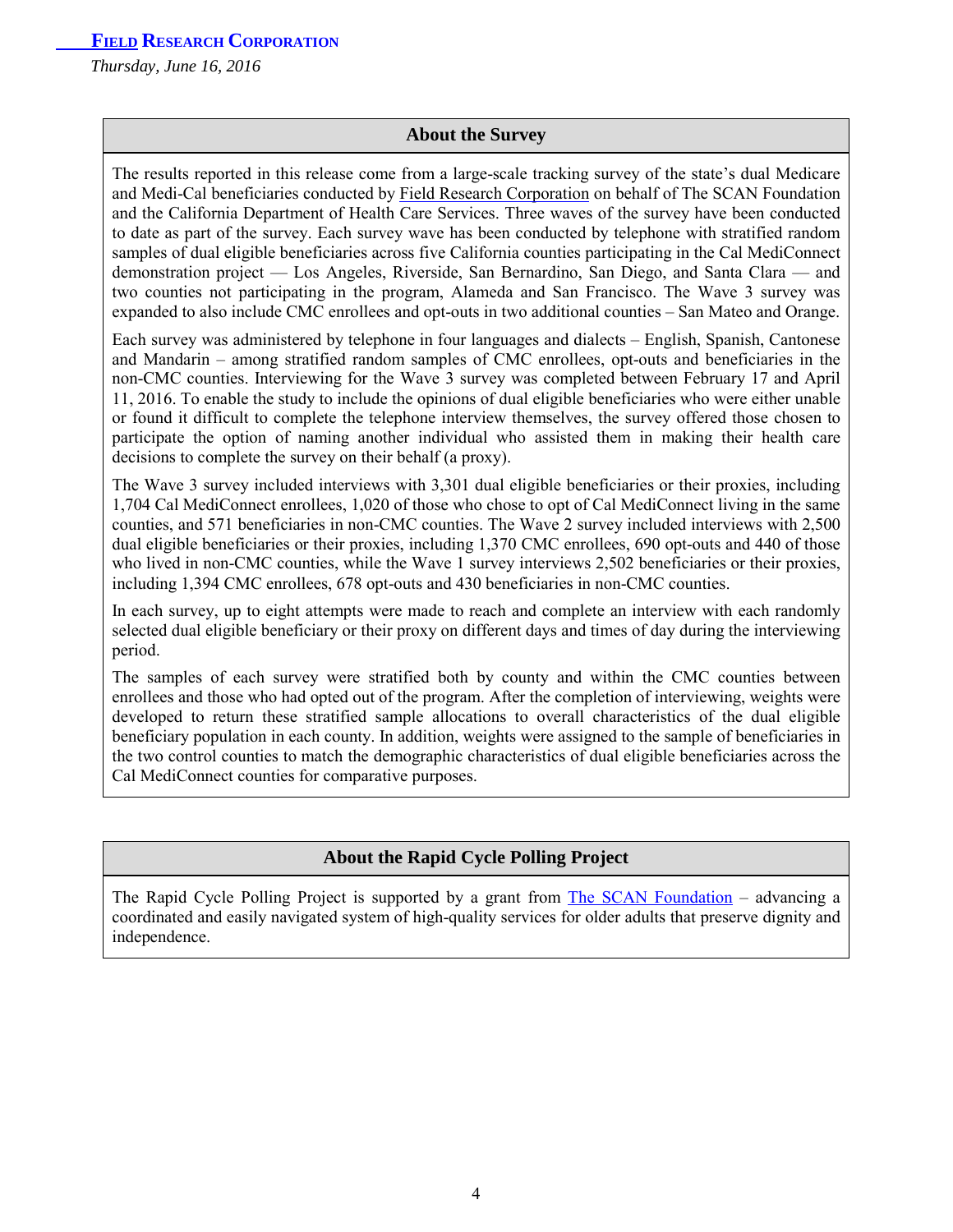## About the Survey

The results reported in this release come from a large-scale tracking survey of the state's dual Medicare and Medi-Cal beneficiaries conducted by Field Research Corporation on behalf of The SCAN Foundation and the California Department of Health Care Services. Three waves of the survey have been conducted to date as part of the survey. Each survey wave has been conducted by telephone with stratified random samples of dual eligible beneficiaries across five California counties participating in the Cal MediConnect demonstration project — Los Angeles, Riverside, San Bernardino, San Diego, and Santa Clara — and two counties not participating in the program, Alameda and San Francisco. The Wave 3 survey was expanded to also include CMC enrollees and opt-outs in two additional counties – San Mateo and Orange.

Each survey was administered by telephone in four languages and dialects – English, Spanish, Cantonese and Mandarin – among stratified random samples of CMC enrollees, opt-outs and beneficiaries in the non-CMC counties. Interviewing for the Wave 3 survey was completed between February 17 and April 11, 2016. To enable the study to include the opinions of dual eligible beneficiaries who were either unable or found it difficult to complete the telephone interview themselves, the survey offered those chosen to participate the option of naming another individual who assisted them in making their health care decisions to complete the survey on their behalf (a proxy).

The Wave 3 survey included interviews with 3,301 dual eligible beneficiaries or their proxies, including 1,704 Cal MediConnect enrollees, 1,020 of those who chose to opt of Cal MediConnect living in the same counties, and 571 beneficiaries in non-CMC counties. The Wave 2 survey included interviews with 2,500 dual eligible beneficiaries or their proxies, including 1,370 CMC enrollees, 690 opt-outs and 440 of those who lived in non-CMC counties, while the Wave 1 survey interviews 2,502 beneficiaries or their proxies, including 1,394 CMC enrollees, 678 opt-outs and 430 beneficiaries in non-CMC counties.

In each survey, up to eight attempts were made to reach and complete an interview with each randomly selected dual eligible beneficiary or their proxy on different days and times of day during the interviewing period.

The samples of each survey were stratified both by county and within the CMC counties between enrollees and those who had opted out of the program. After the completion of interviewing, weights were developed to return these stratified sample allocations to overall characteristics of the dual eligible beneficiary population in each county. In addition, weights were assigned to the sample of beneficiaries in the two control counties to match the demographic characteristics of dual eligible beneficiaries across the Cal MediConnect counties for comparative purposes.

## About the Rapid Cycle Polling Project

The Rapid Cycle Polling Project is supported by a grant from The SCAN Foundation – advancing a coordinated and easily navigated system of high-quality services for older adults that preserve dignity and independence.